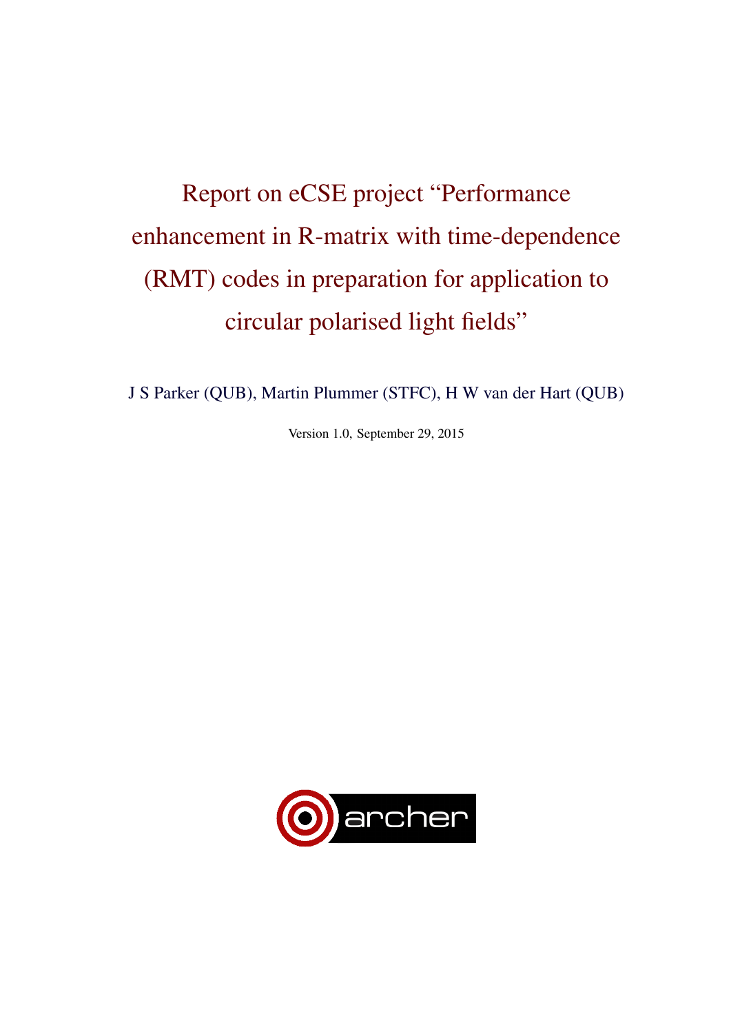# Report on eCSE project "Performance enhancement in R-matrix with time-dependence (RMT) codes in preparation for application to circular polarised light fields"

J S Parker (QUB), Martin Plummer (STFC), H W van der Hart (QUB)

Version 1.0, September 29, 2015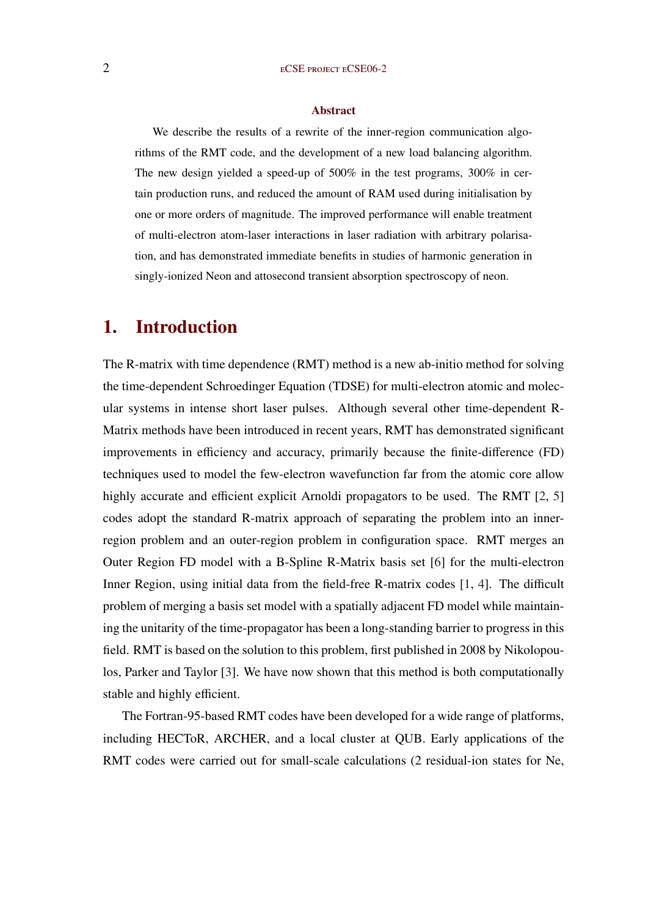### Abstract

We describe the results of a rewrite of the inner-region communication algorithms of the RMT code, and the development of a new load balancing algorithm. The new design yielded a speed-up of 500% in the test programs, 300% in certain production runs, and reduced the amount of RAM used during initialisation by one or more orders of magnitude. The improved performance will enable treatment of multi-electron atom-laser interactions in laser radiation with arbitrary polarisation, and has demonstrated immediate benefits in studies of harmonic generation in singly-ionized Neon and attosecond transient absorption spectroscopy of neon.

# 1. Introduction

The R-matrix with time dependence (RMT) method is a new ab-initio method for solving the time-dependent Schroedinger Equation (TDSE) for multi-electron atomic and molecular systems in intense short laser pulses. Although several other time-dependent R-Matrix methods have been introduced in recent years, RMT has demonstrated significant improvements in efficiency and accuracy, primarily because the finite-difference (FD) techniques used to model the few-electron wavefunction far from the atomic core allow highly accurate and efficient explicit Arnoldi propagators to be used. The RMT [2, 5] codes adopt the standard R-matrix approach of separating the problem into an inner-region problem and an outer-region problem in configuration space. RMT merges an Outer Region FD model with a B-Spline R-Matrix basis set [6] for the multi-electron Inner Region, using initial data from the field-free R-matrix codes [1, 4]. The difficult problem of merging a basis set model with a spatially adjacent FD model while maintaining the unitarity of the time-propagator has been a long-standing barrier to progress in this field. RMT is based on the solution to this problem, first published in 2008 by Nikolopoulos, Parker and Taylor [3]. We have now shown that this method is both computationally stable and highly efficient.

The Fortran-95-based RMT codes have been developed for a wide range of platforms, including HECToR, ARCHER, and a local cluster at QUB. Early applications of the RMT codes were carried out for small-scale calculations (2 residual-ion states for Ne,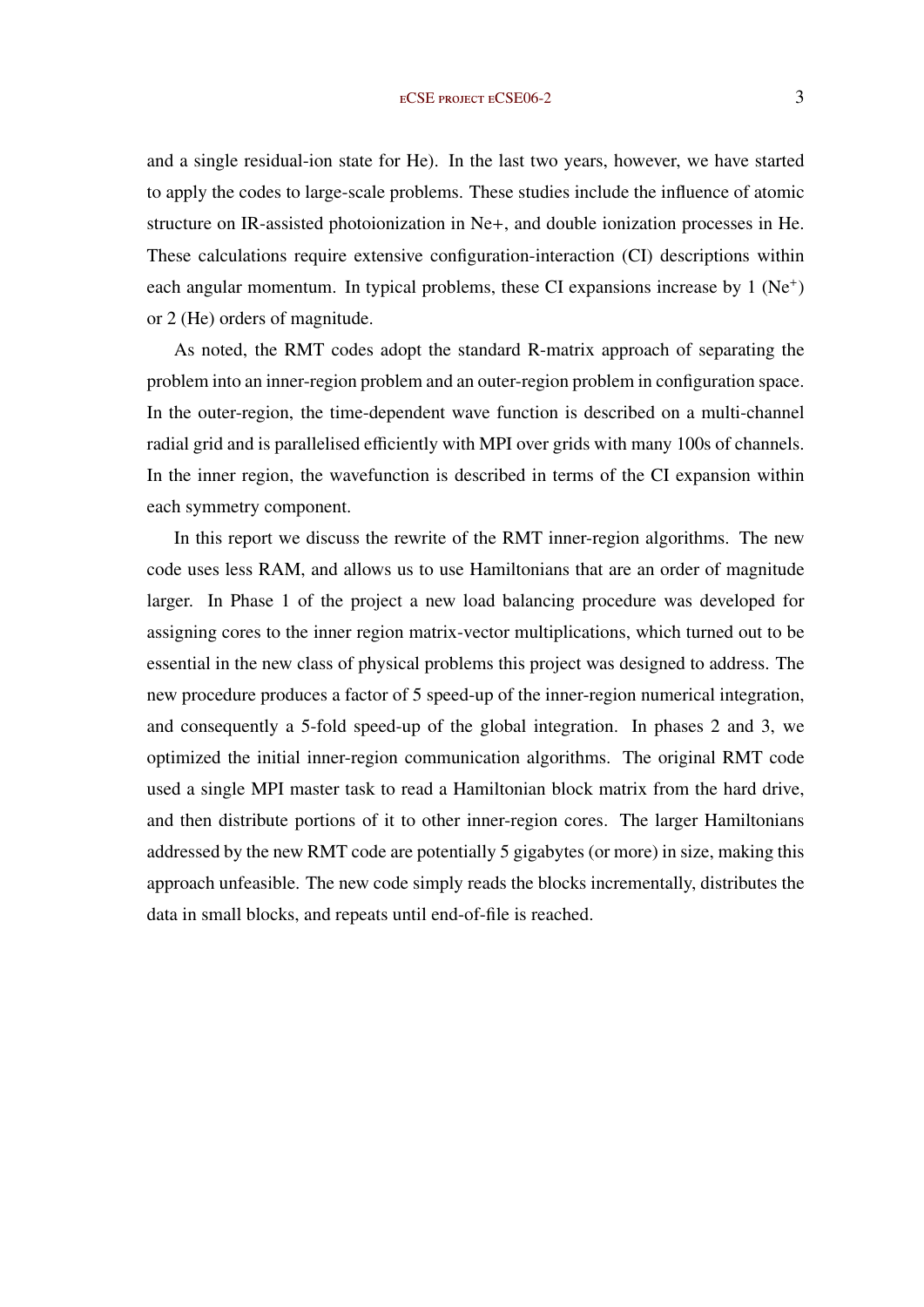and a single residual-ion state for He). In the last two years, however, we have started to apply the codes to large-scale problems. These studies include the influence of atomic structure on IR-assisted photoionization in Ne+, and double ionization processes in He. These calculations require extensive configuration-interaction (CI) descriptions within each angular momentum. In typical problems, these CI expansions increase by 1 ($Ne^+$) or 2 (He) orders of magnitude.

As noted, the RMT codes adopt the standard R-matrix approach of separating the problem into an inner-region problem and an outer-region problem in configuration space. In the outer-region, the time-dependent wave function is described on a multi-channel radial grid and is parallelised efficiently with MPI over grids with many 100s of channels. In the inner region, the wavefunction is described in terms of the CI expansion within each symmetry component.

In this report we discuss the rewrite of the RMT inner-region algorithms. The new code uses less RAM, and allows us to use Hamiltonians that are an order of magnitude larger. In Phase 1 of the project a new load balancing procedure was developed for assigning cores to the inner region matrix-vector multiplications, which turned out to be essential in the new class of physical problems this project was designed to address. The new procedure produces a factor of 5 speed-up of the inner-region numerical integration, and consequently a 5-fold speed-up of the global integration. In phases 2 and 3, we optimized the initial inner-region communication algorithms. The original RMT code used a single MPI master task to read a Hamiltonian block matrix from the hard drive, and then distribute portions of it to other inner-region cores. The larger Hamiltonians addressed by the new RMT code are potentially 5 gigabytes (or more) in size, making this approach unfeasible. The new code simply reads the blocks incrementally, distributes the data in small blocks, and repeats until end-of-file is reached.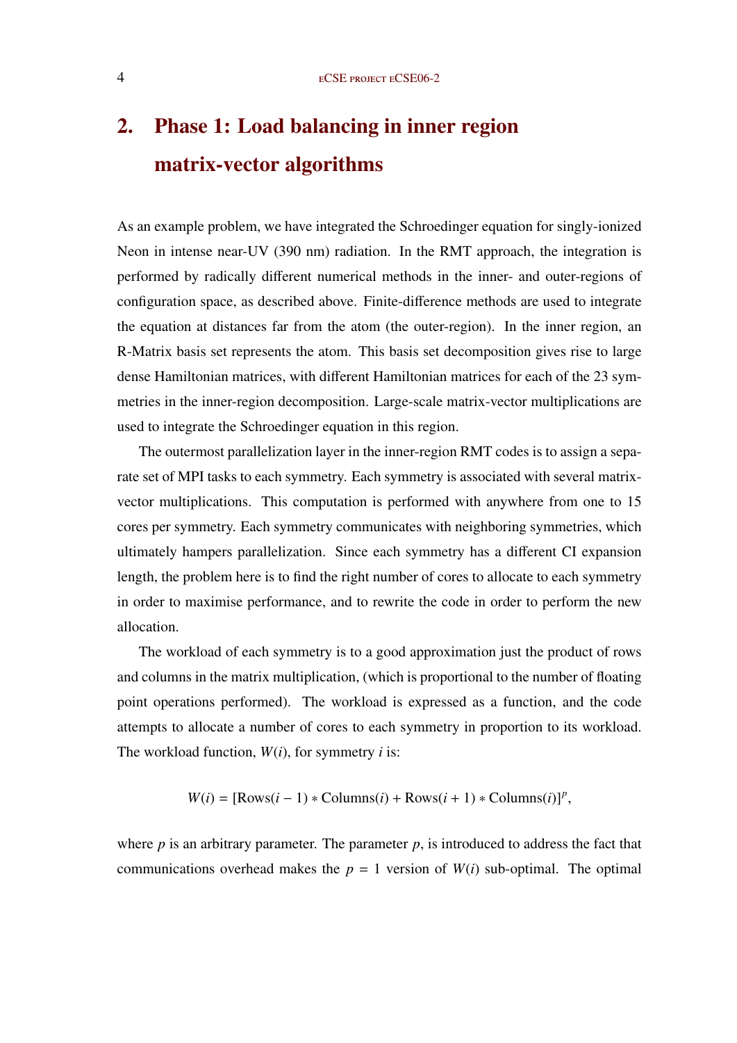## 2. Phase 1: Load balancing in inner region matrix-vector algorithms

As an example problem, we have integrated the Schroedinger equation for singly-ionized Neon in intense near-UV (390 nm) radiation. In the RMT approach, the integration is performed by radically different numerical methods in the inner- and outer-regions of configuration space, as described above. Finite-difference methods are used to integrate the equation at distances far from the atom (the outer-region). In the inner region, an R-Matrix basis set represents the atom. This basis set decomposition gives rise to large dense Hamiltonian matrices, with different Hamiltonian matrices for each of the 23 symmetries in the inner-region decomposition. Large-scale matrix-vector multiplications are used to integrate the Schroedinger equation in this region.

The outermost parallelization layer in the inner-region RMT codes is to assign a separate set of MPI tasks to each symmetry. Each symmetry is associated with several matrix-vector multiplications. This computation is performed with anywhere from one to 15 cores per symmetry. Each symmetry communicates with neighboring symmetries, which ultimately hampers parallelization. Since each symmetry has a different CI expansion length, the problem here is to find the right number of cores to allocate to each symmetry in order to maximise performance, and to rewrite the code in order to perform the new allocation.

The workload of each symmetry is to a good approximation just the product of rows and columns in the matrix multiplication, (which is proportional to the number of floating point operations performed). The workload is expressed as a function, and the code attempts to allocate a number of cores to each symmetry in proportion to its workload. The workload function, $W(i)$, for symmetry $i$ is:

$$W(i) = [\mathrm{Rows}(i-1) * \mathrm{Columns}(i) + \mathrm{Rows}(i+1) * \mathrm{Columns}(i)]^{p},$$

where $p$ is an arbitrary parameter. The parameter $p$, is introduced to address the fact that communications overhead makes the $p = 1$ version of $W(i)$ sub-optimal. The optimal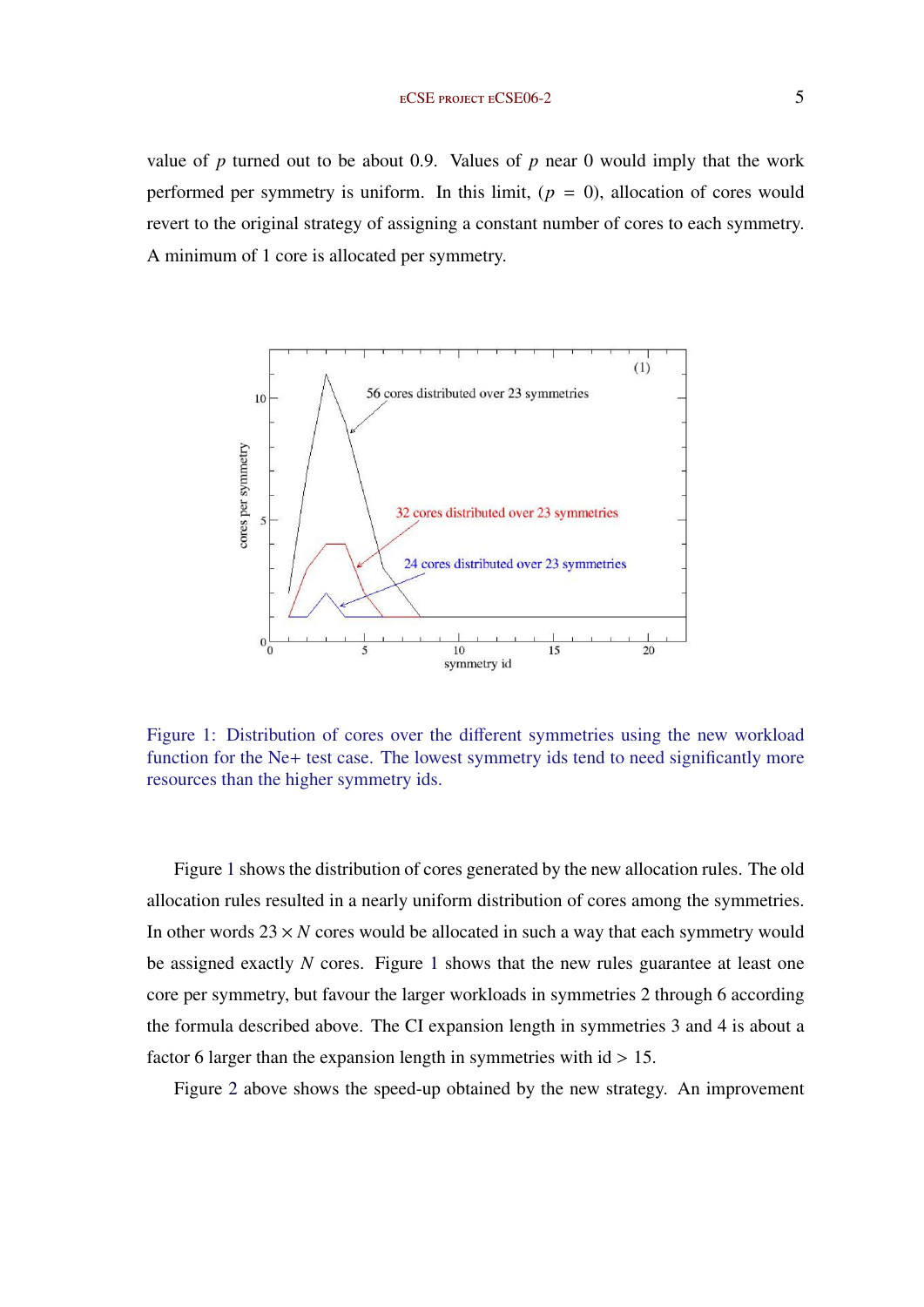value of $p$ turned out to be about 0.9. Values of $p$ near 0 would imply that the work performed per symmetry is uniform. In this limit, ($p = 0$), allocation of cores would revert to the original strategy of assigning a constant number of cores to each symmetry. A minimum of 1 core is allocated per symmetry.

Figure 1: Distribution of cores over the different symmetries using the new workload function for the Ne+ test case. The lowest symmetry ids tend to need significantly more resources than the higher symmetry ids.

Figure 1 shows the distribution of cores generated by the new allocation rules. The old allocation rules resulted in a nearly uniform distribution of cores among the symmetries. In other words $23 \times N$ cores would be allocated in such a way that each symmetry would be assigned exactly $N$ cores. Figure 1 shows that the new rules guarantee at least one core per symmetry, but favour the larger workloads in symmetries 2 through 6 according the formula described above. The CI expansion length in symmetries 3 and 4 is about a factor 6 larger than the expansion length in symmetries with id > 15.

Figure 2 above shows the speed-up obtained by the new strategy. An improvement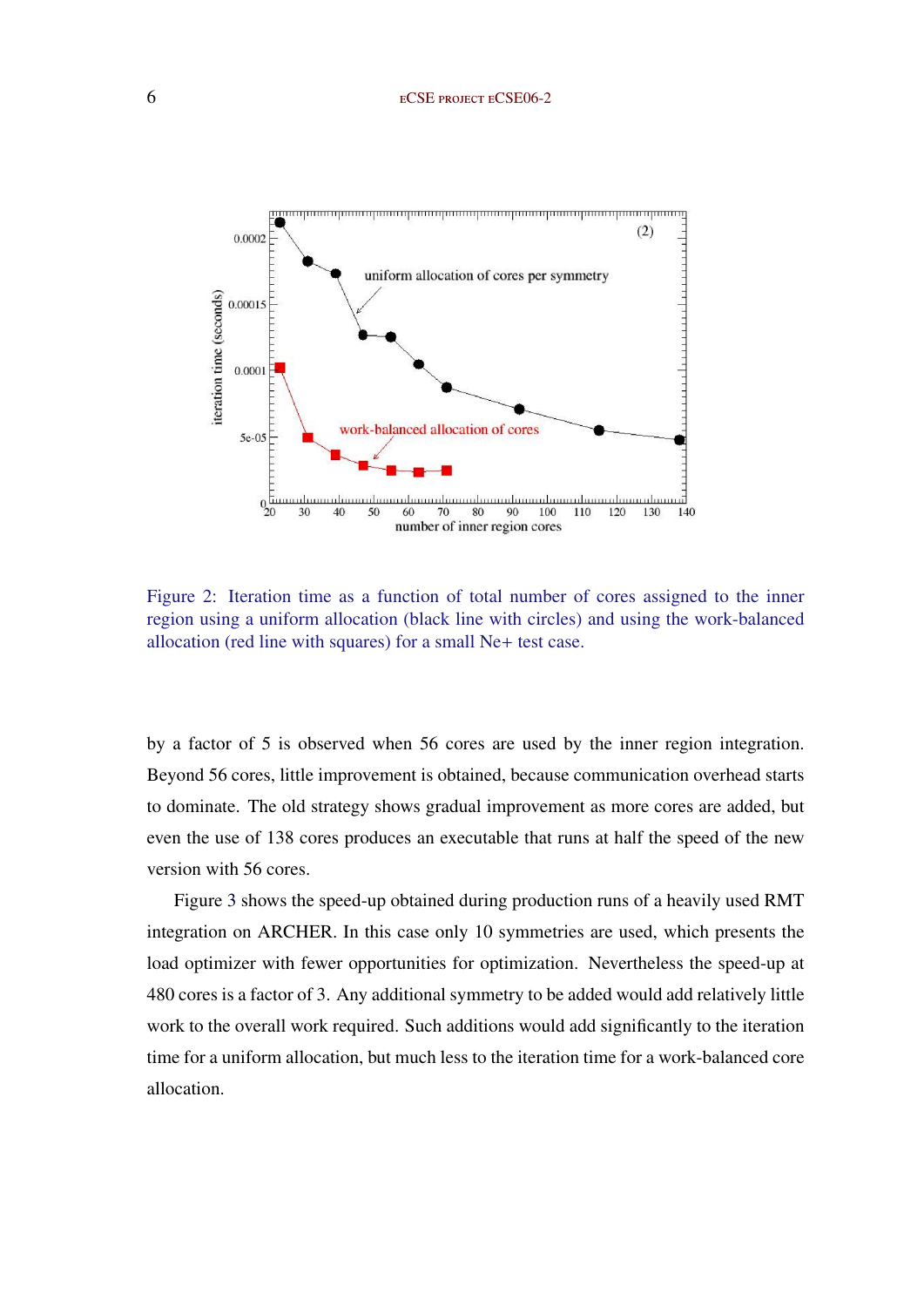Figure 2: Iteration time as a function of total number of cores assigned to the inner region using a uniform allocation (black line with circles) and using the work-balanced allocation (red line with squares) for a small Ne+ test case.

by a factor of 5 is observed when 56 cores are used by the inner region integration. Beyond 56 cores, little improvement is obtained, because communication overhead starts to dominate. The old strategy shows gradual improvement as more cores are added, but even the use of 138 cores produces an executable that runs at half the speed of the new version with 56 cores.

Figure 3 shows the speed-up obtained during production runs of a heavily used RMT integration on ARCHER. In this case only 10 symmetries are used, which presents the load optimizer with fewer opportunities for optimization. Nevertheless the speed-up at 480 cores is a factor of 3. Any additional symmetry to be added would add relatively little work to the overall work required. Such additions would add significantly to the iteration time for a uniform allocation, but much less to the iteration time for a work-balanced core allocation.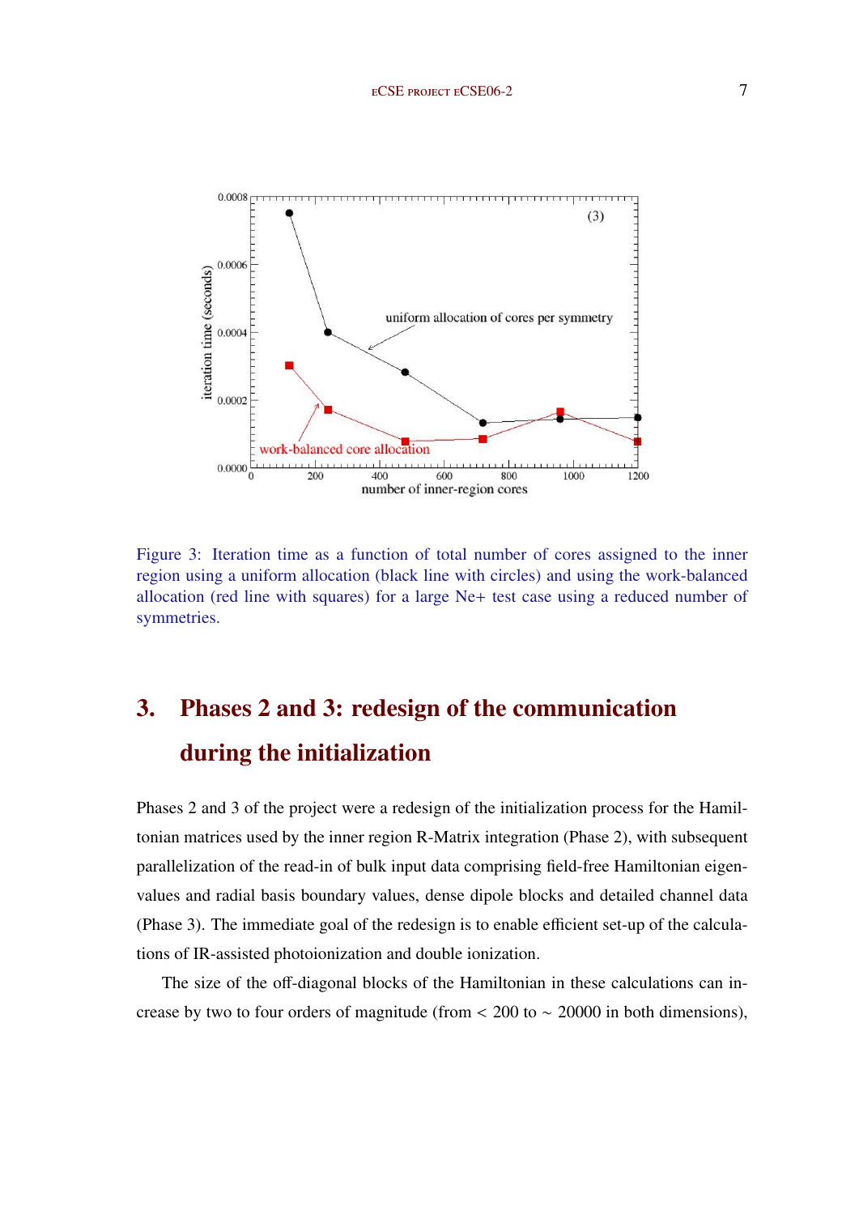Figure 3: Iteration time as a function of total number of cores assigned to the inner region using a uniform allocation (black line with circles) and using the work-balanced allocation (red line with squares) for a large Ne+ test case using a reduced number of symmetries.

## 3. Phases 2 and 3: redesign of the communication during the initialization

Phases 2 and 3 of the project were a redesign of the initialization process for the Hamiltonian matrices used by the inner region R-Matrix integration (Phase 2), with subsequent parallelization of the read-in of bulk input data comprising field-free Hamiltonian eigenvalues and radial basis boundary values, dense dipole blocks and detailed channel data (Phase 3). The immediate goal of the redesign is to enable efficient set-up of the calculations of IR-assisted photoionization and double ionization.

The size of the off-diagonal blocks of the Hamiltonian in these calculations can increase by two to four orders of magnitude (from $< 200$ to $\sim 20000$ in both dimensions),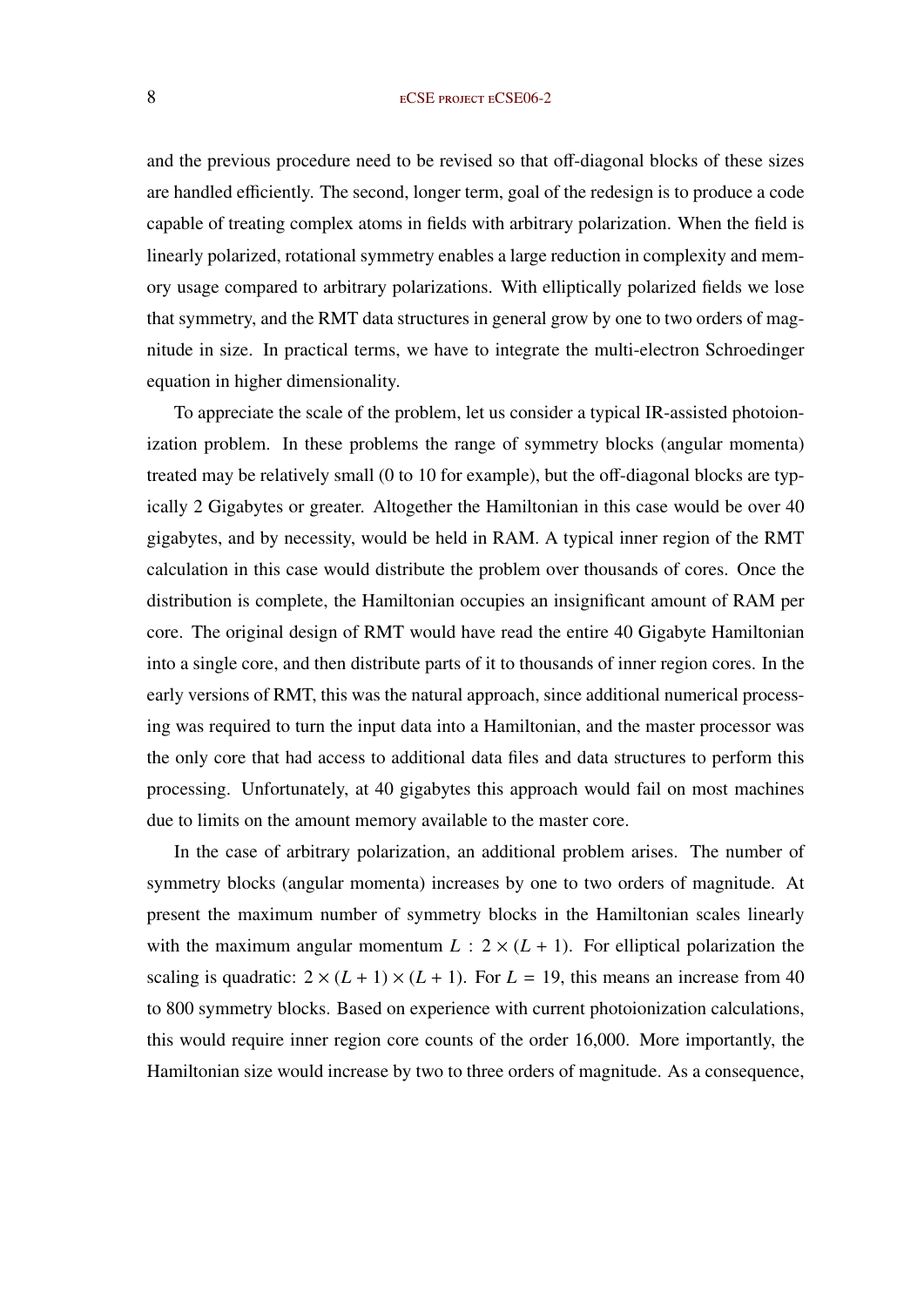and the previous procedure need to be revised so that off-diagonal blocks of these sizes are handled efficiently. The second, longer term, goal of the redesign is to produce a code capable of treating complex atoms in fields with arbitrary polarization. When the field is linearly polarized, rotational symmetry enables a large reduction in complexity and memory usage compared to arbitrary polarizations. With elliptically polarized fields we lose that symmetry, and the RMT data structures in general grow by one to two orders of magnitude in size. In practical terms, we have to integrate the multi-electron Schroedinger equation in higher dimensionality.

To appreciate the scale of the problem, let us consider a typical IR-assisted photoionization problem. In these problems the range of symmetry blocks (angular momenta) treated may be relatively small (0 to 10 for example), but the off-diagonal blocks are typically 2 Gigabytes or greater. Altogether the Hamiltonian in this case would be over 40 gigabytes, and by necessity, would be held in RAM. A typical inner region of the RMT calculation in this case would distribute the problem over thousands of cores. Once the distribution is complete, the Hamiltonian occupies an insignificant amount of RAM per core. The original design of RMT would have read the entire 40 Gigabyte Hamiltonian into a single core, and then distribute parts of it to thousands of inner region cores. In the early versions of RMT, this was the natural approach, since additional numerical processing was required to turn the input data into a Hamiltonian, and the master processor was the only core that had access to additional data files and data structures to perform this processing. Unfortunately, at 40 gigabytes this approach would fail on most machines due to limits on the amount memory available to the master core.

In the case of arbitrary polarization, an additional problem arises. The number of symmetry blocks (angular momenta) increases by one to two orders of magnitude. At present the maximum number of symmetry blocks in the Hamiltonian scales linearly with the maximum angular momentum $L$ : $2 \times (L + 1)$. For elliptical polarization the scaling is quadratic: $2 \times (L + 1) \times (L + 1)$. For $L = 19$, this means an increase from 40 to 800 symmetry blocks. Based on experience with current photoionization calculations, this would require inner region core counts of the order 16,000. More importantly, the Hamiltonian size would increase by two to three orders of magnitude. As a consequence,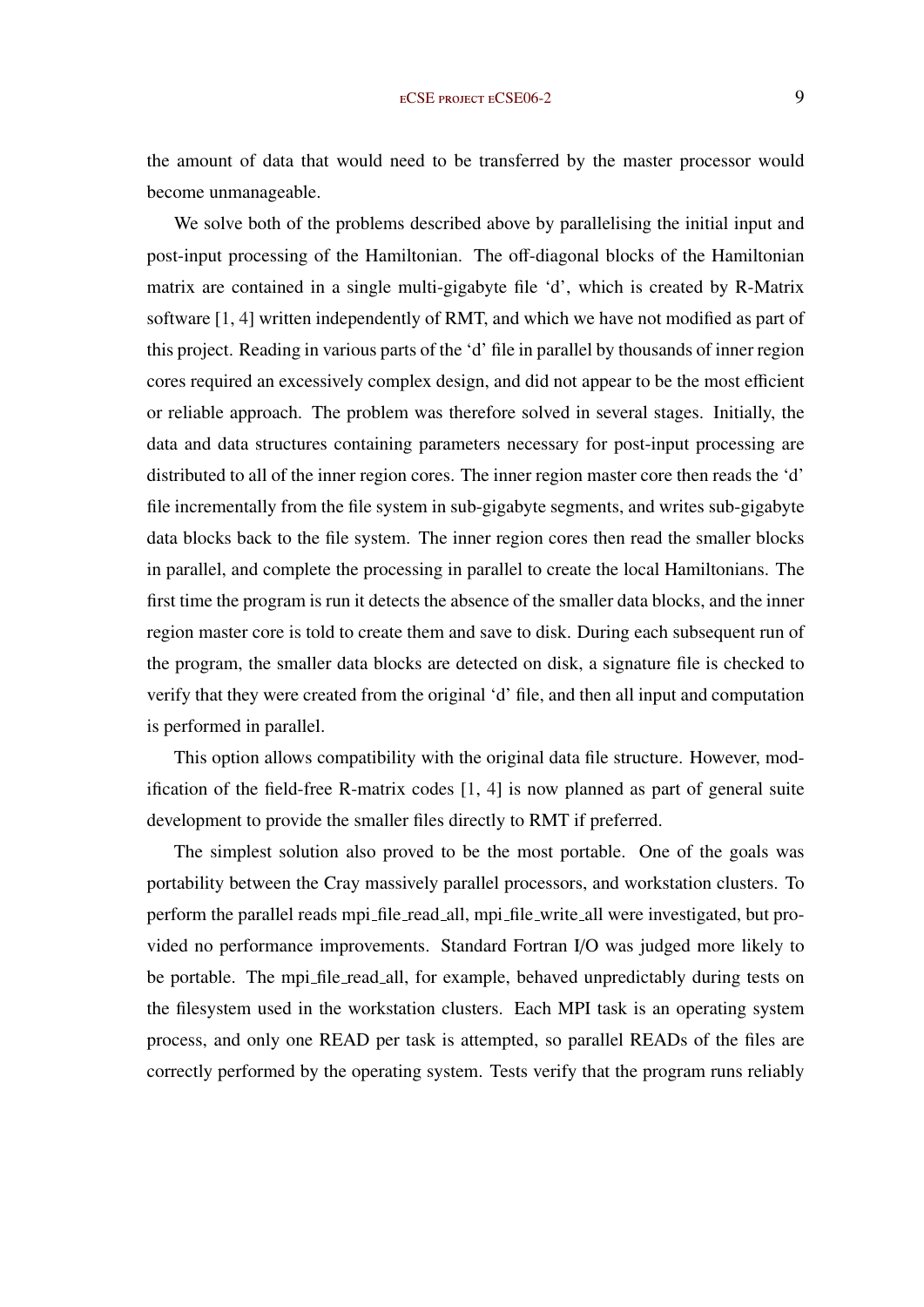the amount of data that would need to be transferred by the master processor would become unmanageable.

We solve both of the problems described above by parallelising the initial input and post-input processing of the Hamiltonian. The off-diagonal blocks of the Hamiltonian matrix are contained in a single multi-gigabyte file 'd', which is created by R-Matrix software [1, 4] written independently of RMT, and which we have not modified as part of this project. Reading in various parts of the 'd' file in parallel by thousands of inner region cores required an excessively complex design, and did not appear to be the most efficient or reliable approach. The problem was therefore solved in several stages. Initially, the data and data structures containing parameters necessary for post-input processing are distributed to all of the inner region cores. The inner region master core then reads the 'd' file incrementally from the file system in sub-gigabyte segments, and writes sub-gigabyte data blocks back to the file system. The inner region cores then read the smaller blocks in parallel, and complete the processing in parallel to create the local Hamiltonians. The first time the program is run it detects the absence of the smaller data blocks, and the inner region master core is told to create them and save to disk. During each subsequent run of the program, the smaller data blocks are detected on disk, a signature file is checked to verify that they were created from the original 'd' file, and then all input and computation is performed in parallel.

This option allows compatibility with the original data file structure. However, modification of the field-free R-matrix codes [1, 4] is now planned as part of general suite development to provide the smaller files directly to RMT if preferred.

The simplest solution also proved to be the most portable. One of the goals was portability between the Cray massively parallel processors, and workstation clusters. To perform the parallel reads mpi_file_read_all, mpi_file_write_all were investigated, but provided no performance improvements. Standard Fortran I/O was judged more likely to be portable. The mpi_file_read_all, for example, behaved unpredictably during tests on the filesystem used in the workstation clusters. Each MPI task is an operating system process, and only one READ per task is attempted, so parallel READs of the files are correctly performed by the operating system. Tests verify that the program runs reliably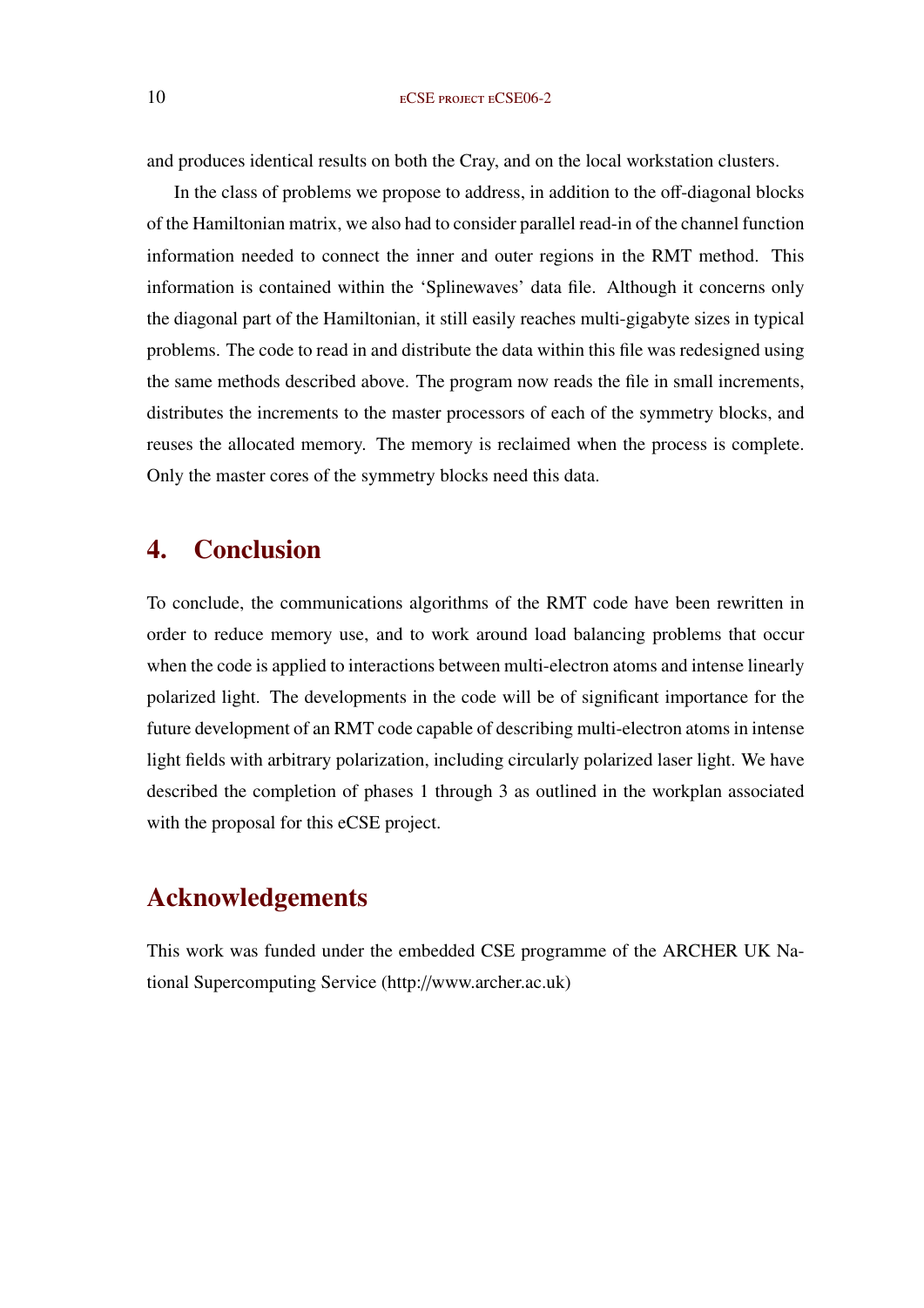and produces identical results on both the Cray, and on the local workstation clusters.

In the class of problems we propose to address, in addition to the off-diagonal blocks of the Hamiltonian matrix, we also had to consider parallel read-in of the channel function information needed to connect the inner and outer regions in the RMT method. This information is contained within the 'Splinewaves' data file. Although it concerns only the diagonal part of the Hamiltonian, it still easily reaches multi-gigabyte sizes in typical problems. The code to read in and distribute the data within this file was redesigned using the same methods described above. The program now reads the file in small increments, distributes the increments to the master processors of each of the symmetry blocks, and reuses the allocated memory. The memory is reclaimed when the process is complete. Only the master cores of the symmetry blocks need this data.

# 4. Conclusion

To conclude, the communications algorithms of the RMT code have been rewritten in order to reduce memory use, and to work around load balancing problems that occur when the code is applied to interactions between multi-electron atoms and intense linearly polarized light. The developments in the code will be of significant importance for the future development of an RMT code capable of describing multi-electron atoms in intense light fields with arbitrary polarization, including circularly polarized laser light. We have described the completion of phases 1 through 3 as outlined in the workplan associated with the proposal for this eCSE project.

# Acknowledgements

This work was funded under the embedded CSE programme of the ARCHER UK National Supercomputing Service (http://www.archer.ac.uk)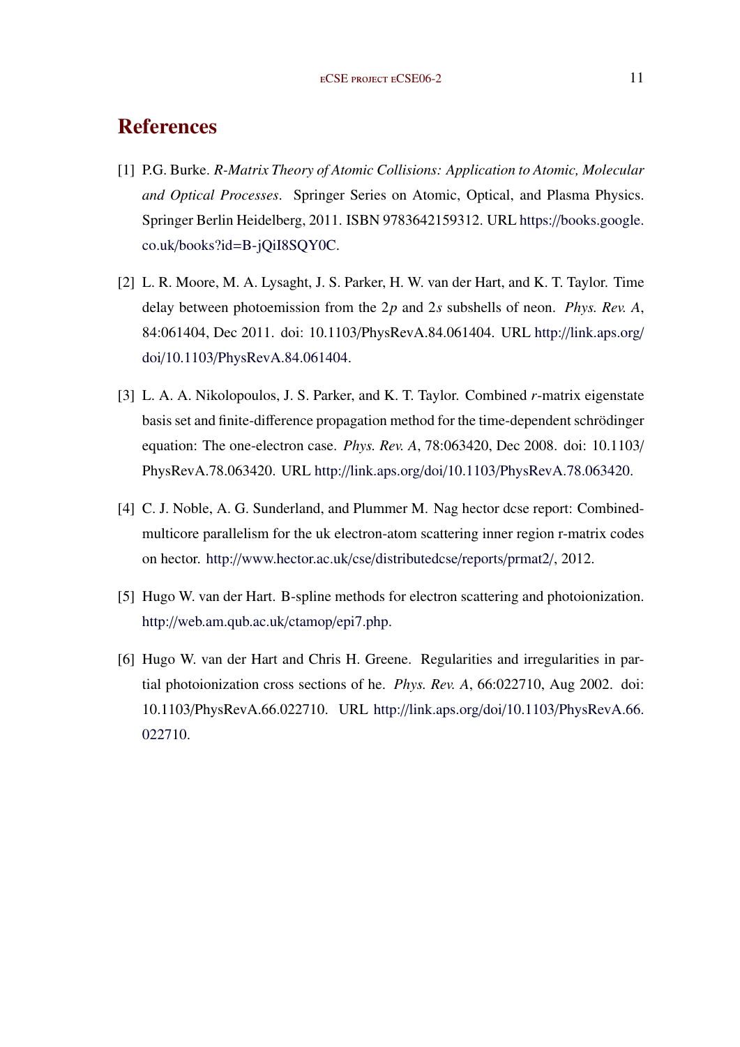# References

[1] P.G. Burke. *R-Matrix Theory of Atomic Collisions: Application to Atomic, Molecular and Optical Processes*. Springer Series on Atomic, Optical, and Plasma Physics. Springer Berlin Heidelberg, 2011. ISBN 9783642159312. URL https://books.google.co.uk/books?id=B-jQiI8SQY0C.

[2] L. R. Moore, M. A. Lysaght, J. S. Parker, H. W. van der Hart, and K. T. Taylor. Time delay between photoemission from the $2p$ and $2s$ subshells of neon. *Phys. Rev. A*, 84:061404, Dec 2011. doi: 10.1103/PhysRevA.84.061404. URL http://link.aps.org/doi/10.1103/PhysRevA.84.061404.

[3] L. A. A. Nikolopoulos, J. S. Parker, and K. T. Taylor. Combined $r$-matrix eigenstate basis set and finite-difference propagation method for the time-dependent schrödinger equation: The one-electron case. *Phys. Rev. A*, 78:063420, Dec 2008. doi: 10.1103/PhysRevA.78.063420. URL http://link.aps.org/doi/10.1103/PhysRevA.78.063420.

[4] C. J. Noble, A. G. Sunderland, and Plummer M. Nag hector dcse report: Combined-multicore parallelism for the uk electron-atom scattering inner region r-matrix codes on hector. http://www.hector.ac.uk/cse/distributedcse/reports/prmat2/, 2012.

[5] Hugo W. van der Hart. B-spline methods for electron scattering and photoionization. http://web.am.qub.ac.uk/ctamop/epi7.php.

[6] Hugo W. van der Hart and Chris H. Greene. Regularities and irregularities in partial photoionization cross sections of he. *Phys. Rev. A*, 66:022710, Aug 2002. doi: 10.1103/PhysRevA.66.022710. URL http://link.aps.org/doi/10.1103/PhysRevA.66.022710.